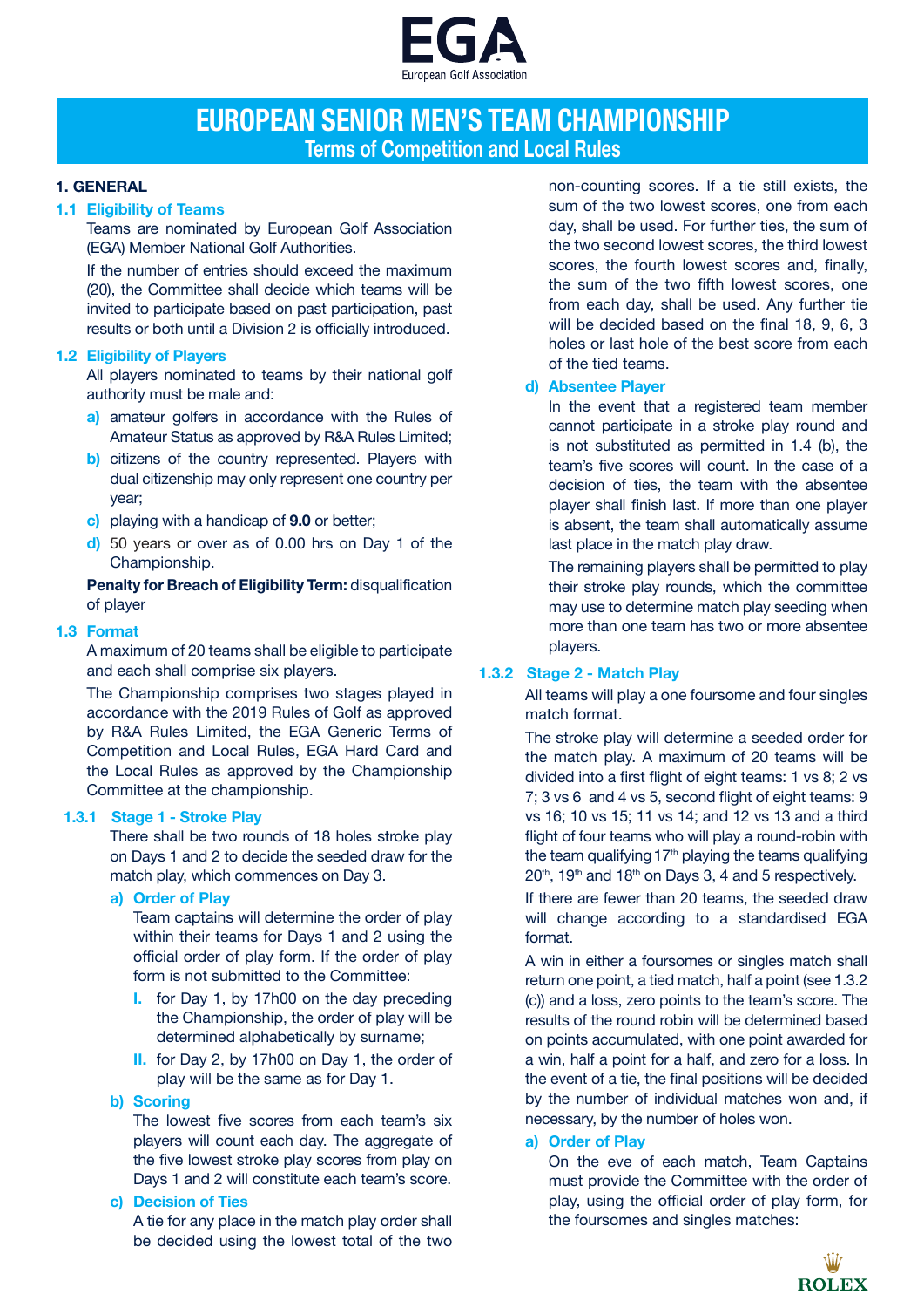# EUROPEAN SENIOR MEN'S TEAM CHAMPIONSHIP

## Terms of Competition and Local Rules

### 1. GENERAL

#### 1.1 Eligibility of Teams

Teams are nominated by European Golf Association (EGA) Member National Golf Authorities.

If the number of entries should exceed the maximum (20), the Committee shall decide which teams will be invited to participate based on past participation, past results or both until a Division 2 is officially introduced.

#### 1.2 Eligibility of Players

All players nominated to teams by their national golf authority must be male and:

- **a)** amateur golfers in accordance with the Rules of Amateur Status as approved by R&A Rules Limited;
- **b)** citizens of the country represented. Players with dual citizenship may only represent one country per year;
- **c)** playing with a handicap of **9.0** or better;
- **d)** 50 years or over as of 0.00 hrs on Day 1 of the Championship.

**Penalty for Breach of Eligibility Term:** disqualification of player

#### 1.3 Format

A maximum of 20 teams shall be eligible to participate and each shall comprise six players.

The Championship comprises two stages played in accordance with the 2019 Rules of Golf as approved by R&A Rules Limited, the EGA Generic Terms of Competition and Local Rules, EGA Hard Card and the Local Rules as approved by the Championship Committee at the championship.

#### 1.3.1 Stage 1 - Stroke Play

There shall be two rounds of 18 holes stroke play on Days 1 and 2 to decide the seeded draw for the match play, which commences on Day 3.

**a) Order of Play**

Team captains will determine the order of play within their teams for Days 1 and 2 using the official order of play form. If the order of play form is not submitted to the Committee:

- **I.** for Day 1, by 17h00 on the day preceding the Championship, the order of play will be determined alphabetically by surname;
- **II.** for Day 2, by 17h00 on Day 1, the order of play will be the same as for Day 1.

**b) Scoring**

The lowest five scores from each team's six players will count each day. The aggregate of the five lowest stroke play scores from play on Days 1 and 2 will constitute each team's score.

**c) Decision of Ties**

A tie for any place in the match play order shall be decided using the lowest total of the two non-counting scores. If a tie still exists, the sum of the two lowest scores, one from each day, shall be used. For further ties, the sum of the two second lowest scores, the third lowest scores, the fourth lowest scores and, finally, the sum of the two fifth lowest scores, one from each day, shall be used. Any further tie will be decided based on the final 18, 9, 6, 3 holes or last hole of the best score from each of the tied teams.

**d) Absentee Player**

In the event that a registered team member cannot participate in a stroke play round and is not substituted as permitted in 1.4 (b), the team's five scores will count. In the case of a decision of ties, the team with the absentee player shall finish last. If more than one player is absent, the team shall automatically assume last place in the match play draw.

The remaining players shall be permitted to play their stroke play rounds, which the committee may use to determine match play seeding when more than one team has two or more absentee players.

#### 1.3.2 Stage 2 - Match Play

All teams will play a one foursome and four singles match format.

The stroke play will determine a seeded order for the match play. A maximum of 20 teams will be divided into a first flight of eight teams: 1 vs 8; 2 vs 7; 3 vs 6 and 4 vs 5, second flight of eight teams: 9 vs 16; 10 vs 15; 11 vs 14; and 12 vs 13 and a third flight of four teams who will play a round-robin with the team qualifying 17th playing the teams qualifying 20th, 19th and 18th on Days 3, 4 and 5 respectively.

If there are fewer than 20 teams, the seeded draw will change according to a standardised EGA format.

A win in either a foursomes or singles match shall return one point, a tied match, half a point (see 1.3.2 (c)) and a loss, zero points to the team's score. The results of the round robin will be determined based on points accumulated, with one point awarded for a win, half a point for a half, and zero for a loss. In the event of a tie, the final positions will be decided by the number of individual matches won and, if necessary, by the number of holes won.

**a) Order of Play**

On the eve of each match, Team Captains must provide the Committee with the order of play, using the official order of play form, for the foursomes and singles matches: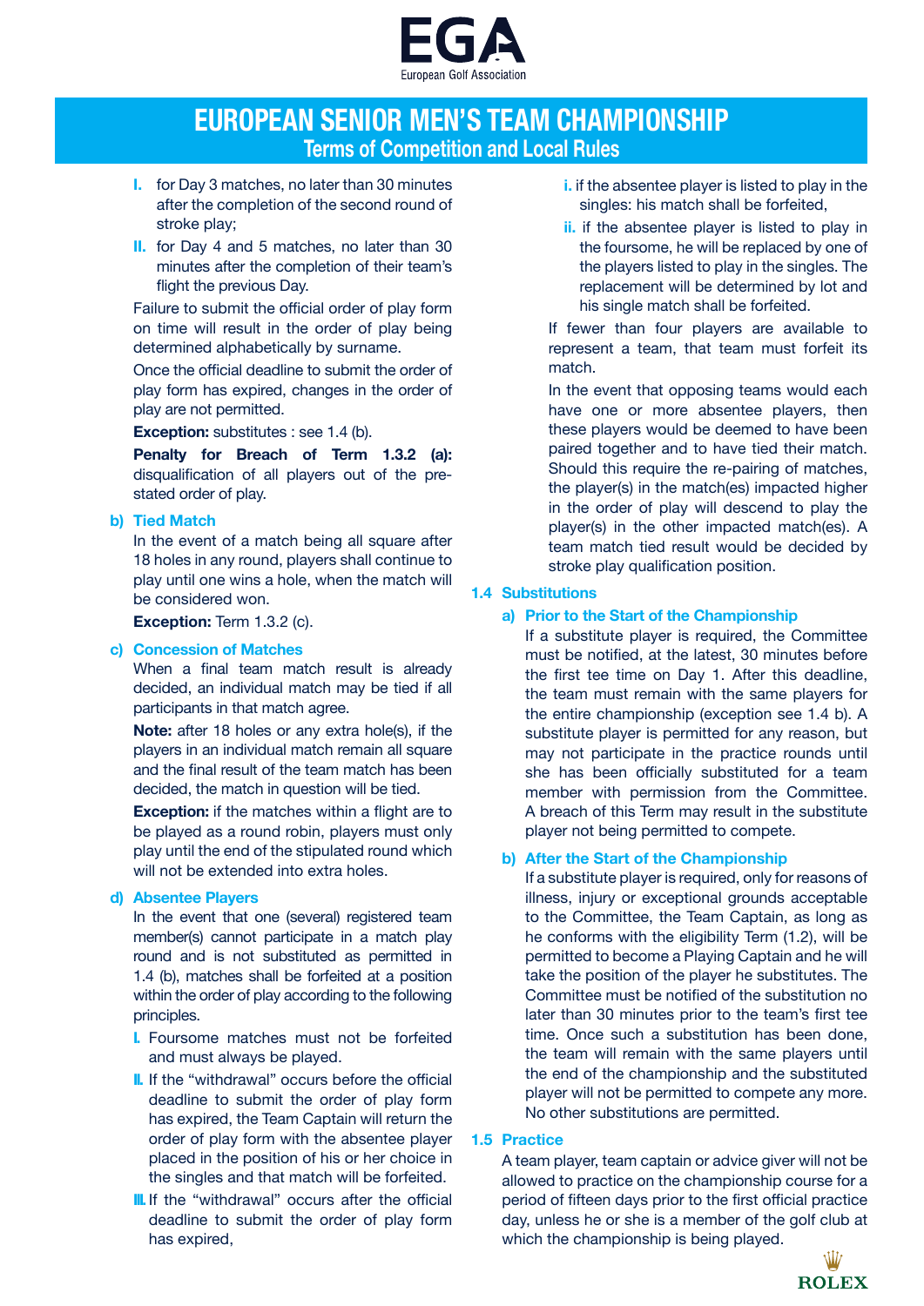I. for Day 3 matches, no later than 30 minutes after the completion of the second round of stroke play;

II. for Day 4 and 5 matches, no later than 30 minutes after the completion of their team's flight the previous Day.

Failure to submit the official order of play form on time will result in the order of play being determined alphabetically by surname.

Once the official deadline to submit the order of play form has expired, changes in the order of play are not permitted.

**Exception:** substitutes : see 1.4 (b).

**Penalty for Breach of Term 1.3.2 (a):** disqualification of all players out of the pre-stated order of play.

**b) Tied Match**

In the event of a match being all square after 18 holes in any round, players shall continue to play until one wins a hole, when the match will be considered won.

**Exception:** Term 1.3.2 (c).

**c) Concession of Matches**

When a final team match result is already decided, an individual match may be tied if all participants in that match agree.

**Note:** after 18 holes or any extra hole(s), if the players in an individual match remain all square and the final result of the team match has been decided, the match in question will be tied.

**Exception:** if the matches within a flight are to be played as a round robin, players must only play until the end of the stipulated round which will not be extended into extra holes.

**d) Absentee Players**

In the event that one (several) registered team member(s) cannot participate in a match play round and is not substituted as permitted in 1.4 (b), matches shall be forfeited at a position within the order of play according to the following principles.

I. Foursome matches must not be forfeited and must always be played.

II. If the "withdrawal" occurs before the official deadline to submit the order of play form has expired, the Team Captain will return the order of play form with the absentee player placed in the position of his or her choice in the singles and that match will be forfeited.

III. If the "withdrawal" occurs after the official deadline to submit the order of play form has expired,

i. if the absentee player is listed to play in the singles: his match shall be forfeited,

ii. if the absentee player is listed to play in the foursome, he will be replaced by one of the players listed to play in the singles. The replacement will be determined by lot and his single match shall be forfeited.

If fewer than four players are available to represent a team, that team must forfeit its match.

In the event that opposing teams would each have one or more absentee players, then these players would be deemed to have been paired together and to have tied their match. Should this require the re-pairing of matches, the player(s) in the match(es) impacted higher in the order of play will descend to play the player(s) in the other impacted match(es). A team match tied result would be decided by stroke play qualification position.

## 1.4 Substitutions

**a) Prior to the Start of the Championship**

If a substitute player is required, the Committee must be notified, at the latest, 30 minutes before the first tee time on Day 1. After this deadline, the team must remain with the same players for the entire championship (exception see 1.4 b). A substitute player is permitted for any reason, but may not participate in the practice rounds until she has been officially substituted for a team member with permission from the Committee. A breach of this Term may result in the substitute player not being permitted to compete.

**b) After the Start of the Championship**

If a substitute player is required, only for reasons of illness, injury or exceptional grounds acceptable to the Committee, the Team Captain, as long as he conforms with the eligibility Term (1.2), will be permitted to become a Playing Captain and he will take the position of the player he substitutes. The Committee must be notified of the substitution no later than 30 minutes prior to the team's first tee time. Once such a substitution has been done, the team will remain with the same players until the end of the championship and the substituted player will not be permitted to compete any more. No other substitutions are permitted.

## 1.5 Practice

A team player, team captain or advice giver will not be allowed to practice on the championship course for a period of fifteen days prior to the first official practice day, unless he or she is a member of the golf club at which the championship is being played.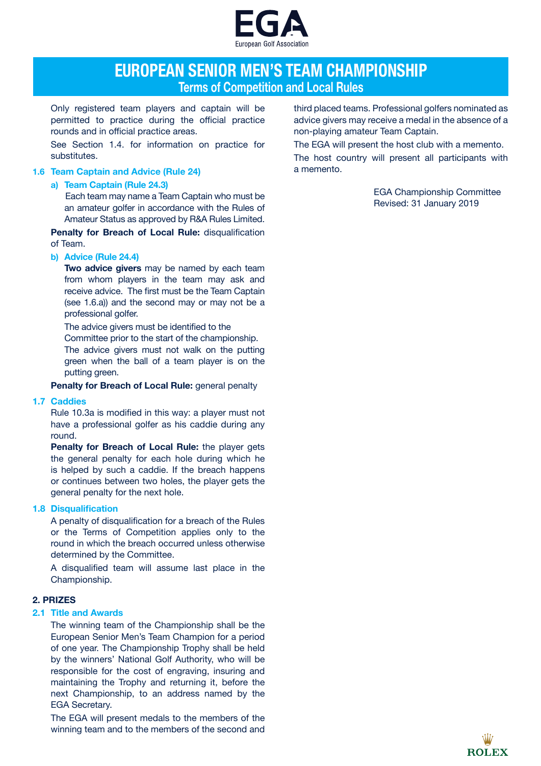Only registered team players and captain will be permitted to practice during the official practice rounds and in official practice areas.

See Section 1.4. for information on practice for substitutes.

### 1.6 Team Captain and Advice (Rule 24)

#### a) Team Captain (Rule 24.3)

Each team may name a Team Captain who must be an amateur golfer in accordance with the Rules of Amateur Status as approved by R&A Rules Limited.

**Penalty for Breach of Local Rule:** disqualification of Team.

#### b) Advice (Rule 24.4)

**Two advice givers** may be named by each team from whom players in the team may ask and receive advice. The first must be the Team Captain (see 1.6.a)) and the second may or may not be a professional golfer.

The advice givers must be identified to the Committee prior to the start of the championship. The advice givers must not walk on the putting green when the ball of a team player is on the putting green.

**Penalty for Breach of Local Rule:** general penalty

### 1.7 Caddies

Rule 10.3a is modified in this way: a player must not have a professional golfer as his caddie during any round.

**Penalty for Breach of Local Rule:** the player gets the general penalty for each hole during which he is helped by such a caddie. If the breach happens or continues between two holes, the player gets the general penalty for the next hole.

### 1.8 Disqualification

A penalty of disqualification for a breach of the Rules or the Terms of Competition applies only to the round in which the breach occurred unless otherwise determined by the Committee.

A disqualified team will assume last place in the Championship.

## 2. PRIZES

### 2.1 Title and Awards

The winning team of the Championship shall be the European Senior Men's Team Champion for a period of one year. The Championship Trophy shall be held by the winners' National Golf Authority, who will be responsible for the cost of engraving, insuring and maintaining the Trophy and returning it, before the next Championship, to an address named by the EGA Secretary.

The EGA will present medals to the members of the winning team and to the members of the second and third placed teams. Professional golfers nominated as advice givers may receive a medal in the absence of a non-playing amateur Team Captain.

The EGA will present the host club with a memento.

The host country will present all participants with a memento.

EGA Championship Committee
Revised: 31 January 2019